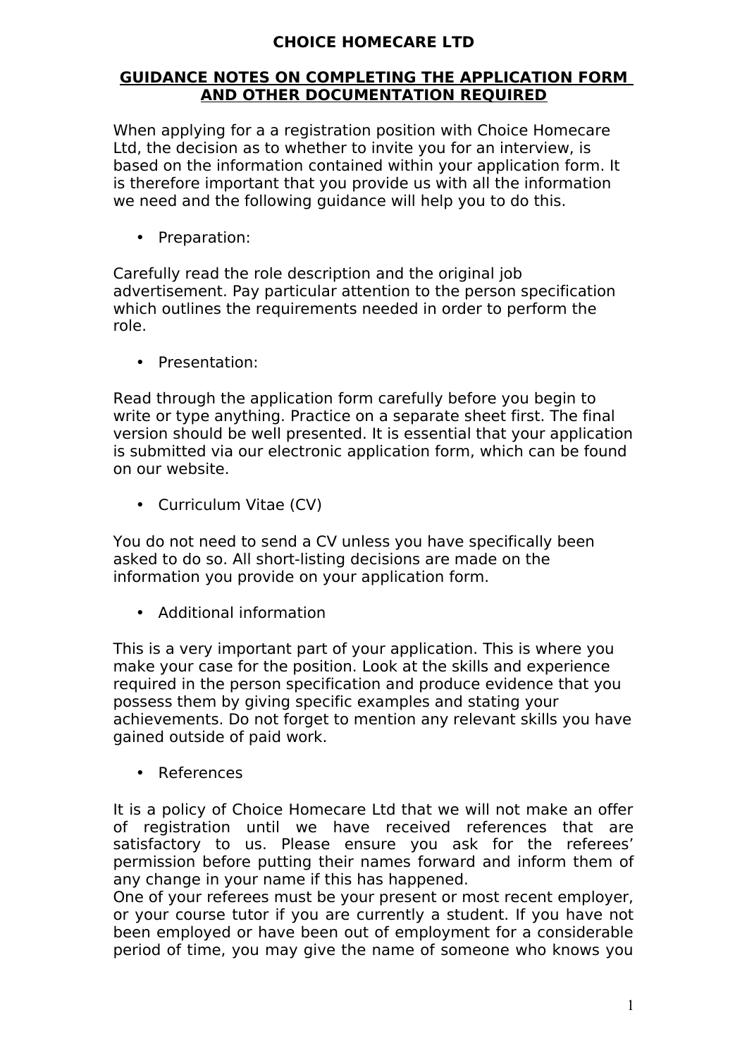# CHOICE HOMECARE LTD

## GUIDANCE NOTES ON COMPLETING THE APPLICATION FORM AND OTHER DOCUMENTATION REQUIRED

When applying for a a registration position with Choice Homecare Ltd, the decision as to whether to invite you for an interview, is based on the information contained within your application form. It is therefore important that you provide us with all the information we need and the following guidance will help you to do this.

- Preparation:

Carefully read the role description and the original job advertisement. Pay particular attention to the person specification which outlines the requirements needed in order to perform the role.

- Presentation:

Read through the application form carefully before you begin to write or type anything. Practice on a separate sheet first. The final version should be well presented. It is essential that your application is submitted via our electronic application form, which can be found on our website.

- Curriculum Vitae (CV)

You do not need to send a CV unless you have specifically been asked to do so. All short-listing decisions are made on the information you provide on your application form.

- Additional information

This is a very important part of your application. This is where you make your case for the position. Look at the skills and experience required in the person specification and produce evidence that you possess them by giving specific examples and stating your achievements. Do not forget to mention any relevant skills you have gained outside of paid work.

- References

It is a policy of Choice Homecare Ltd that we will not make an offer of registration until we have received references that are satisfactory to us. Please ensure you ask for the referees' permission before putting their names forward and inform them of any change in your name if this has happened.
One of your referees must be your present or most recent employer, or your course tutor if you are currently a student. If you have not been employed or have been out of employment for a considerable period of time, you may give the name of someone who knows you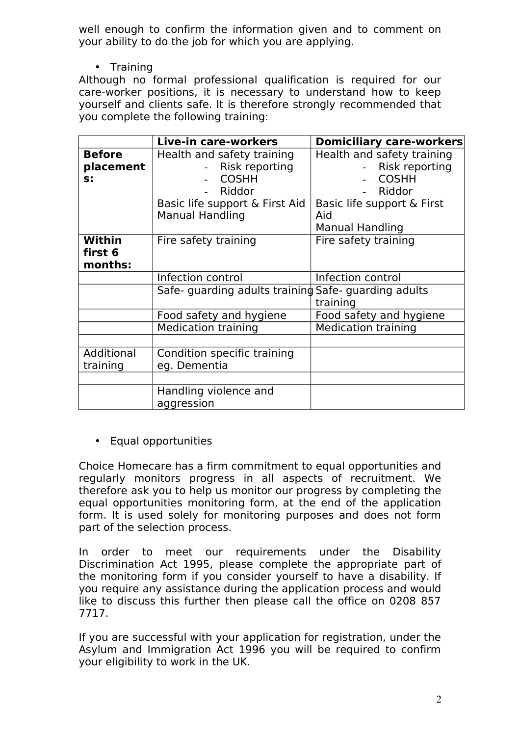well enough to confirm the information given and to comment on your ability to do the job for which you are applying.

- Training

Although no formal professional qualification is required for our care-worker positions, it is necessary to understand how to keep yourself and clients safe. It is therefore strongly recommended that you complete the following training:

| | **Live-in care-workers** | **Domiciliary care-workers** |
|---|---|---|
| **Before placements:** | Health and safety training<br>- Risk reporting<br>- COSHH<br>- Riddor<br>Basic life support & First Aid<br>Manual Handling | Health and safety training<br>- Risk reporting<br>- COSHH<br>- Riddor<br>Basic life support & First Aid<br>Manual Handling |
| **Within first 6 months:** | Fire safety training | Fire safety training |
| | Infection control | Infection control |
| | Safe- guarding adults training | Safe- guarding adults training |
| | Food safety and hygiene | Food safety and hygiene |
| | Medication training | Medication training |
| | | |
| Additional training | Condition specific training eg. Dementia | |
| | | |
| | Handling violence and aggression | |

- Equal opportunities

Choice Homecare has a firm commitment to equal opportunities and regularly monitors progress in all aspects of recruitment. We therefore ask you to help us monitor our progress by completing the equal opportunities monitoring form, at the end of the application form. It is used solely for monitoring purposes and does not form part of the selection process.

In order to meet our requirements under the Disability Discrimination Act 1995, please complete the appropriate part of the monitoring form if you consider yourself to have a disability. If you require any assistance during the application process and would like to discuss this further then please call the office on 0208 857 7717.

If you are successful with your application for registration, under the Asylum and Immigration Act 1996 you will be required to confirm your eligibility to work in the UK.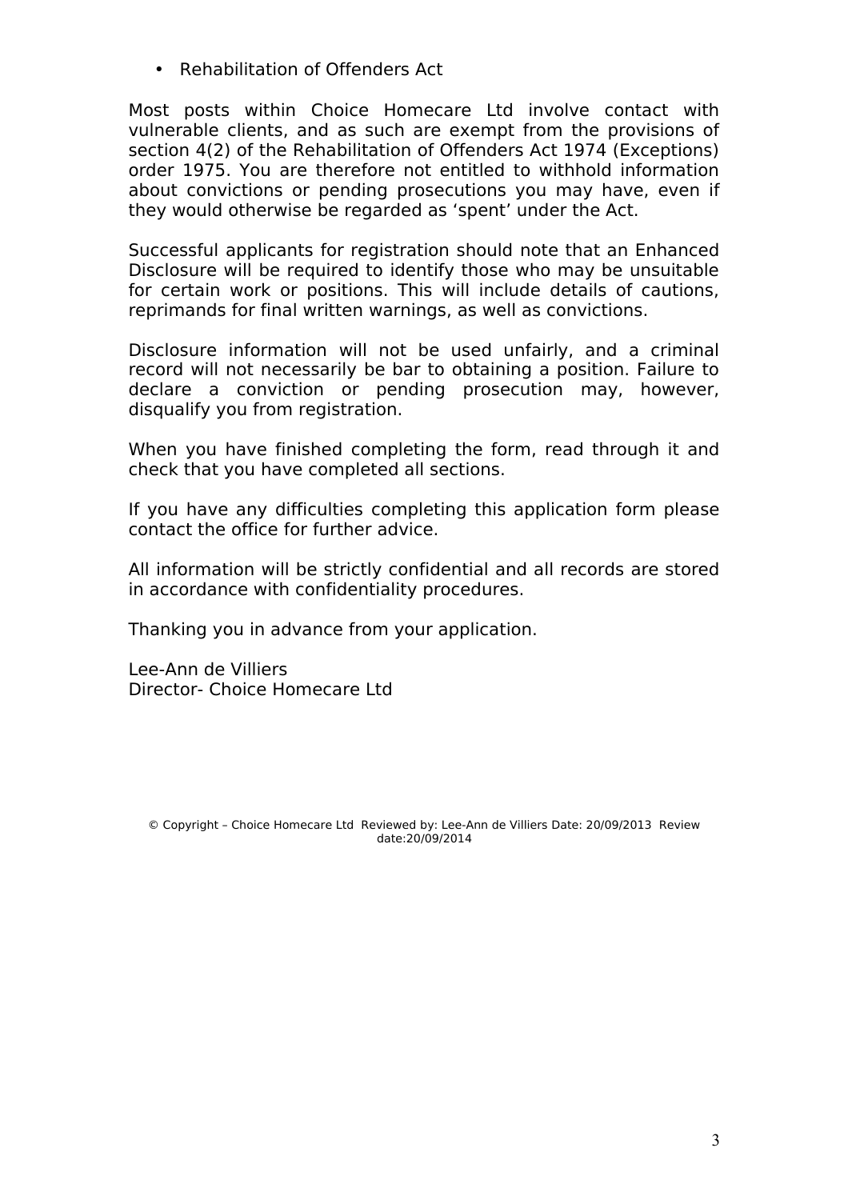- Rehabilitation of Offenders Act

Most posts within Choice Homecare Ltd involve contact with vulnerable clients, and as such are exempt from the provisions of section 4(2) of the Rehabilitation of Offenders Act 1974 (Exceptions) order 1975. You are therefore not entitled to withhold information about convictions or pending prosecutions you may have, even if they would otherwise be regarded as 'spent' under the Act.

Successful applicants for registration should note that an Enhanced Disclosure will be required to identify those who may be unsuitable for certain work or positions. This will include details of cautions, reprimands for final written warnings, as well as convictions.

Disclosure information will not be used unfairly, and a criminal record will not necessarily be bar to obtaining a position. Failure to declare a conviction or pending prosecution may, however, disqualify you from registration.

When you have finished completing the form, read through it and check that you have completed all sections.

If you have any difficulties completing this application form please contact the office for further advice.

All information will be strictly confidential and all records are stored in accordance with confidentiality procedures.

Thanking you in advance from your application.

Lee-Ann de Villiers
Director- Choice Homecare Ltd

© Copyright – Choice Homecare Ltd Reviewed by: Lee-Ann de Villiers Date: 20/09/2013 Review date:20/09/2014